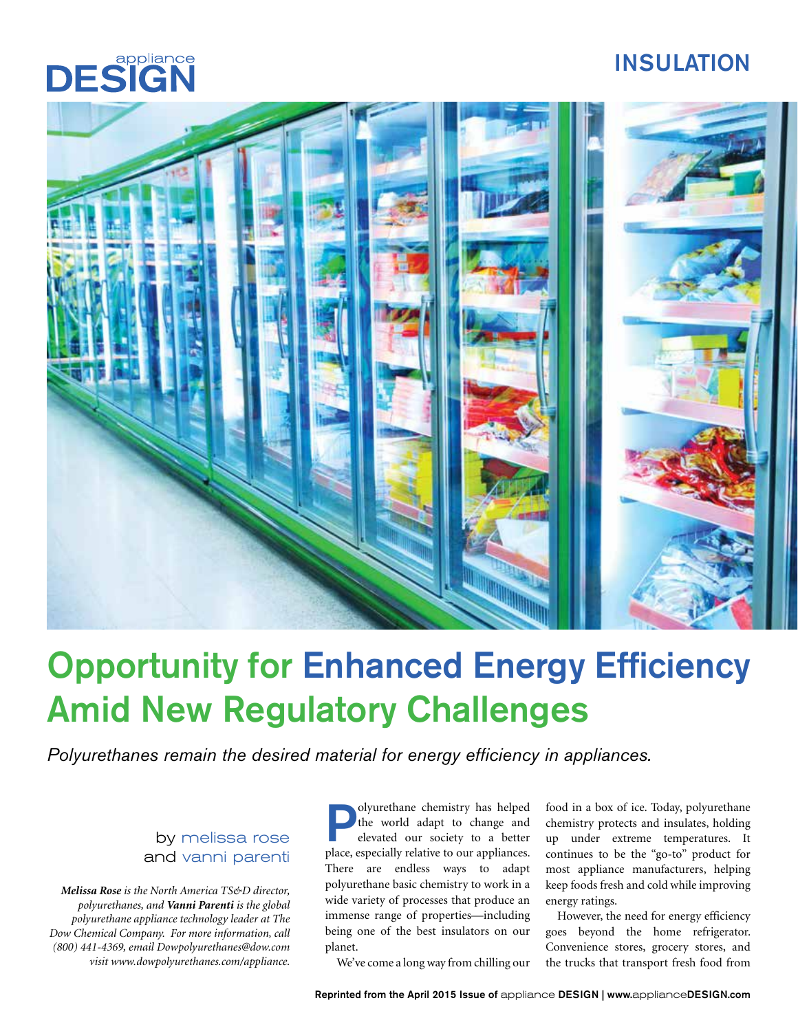# Opportunity for Enhanced Energy Efficiency Amid New Regulatory Challenges

*Polyurethanes remain the desired material for energy efficiency in appliances.*

by melissa rose and vanni parenti

***Melissa Rose** is the North America TS&D director, polyurethanes, and **Vanni Parenti** is the global polyurethane appliance technology leader at The Dow Chemical Company. For more information, call (800) 441-4369, email Dowpolyurethanes@dow.com visit www.dowpolyurethanes.com/appliance.*

Polyurethane chemistry has helped the world adapt to change and elevated our society to a better place, especially relative to our appliances. There are endless ways to adapt polyurethane basic chemistry to work in a wide variety of processes that produce an immense range of properties—including being one of the best insulators on our planet.

We've come a long way from chilling our food in a box of ice. Today, polyurethane chemistry protects and insulates, holding up under extreme temperatures. It continues to be the "go-to" product for most appliance manufacturers, helping keep foods fresh and cold while improving energy ratings.

However, the need for energy efficiency goes beyond the home refrigerator. Convenience stores, grocery stores, and the trucks that transport fresh food from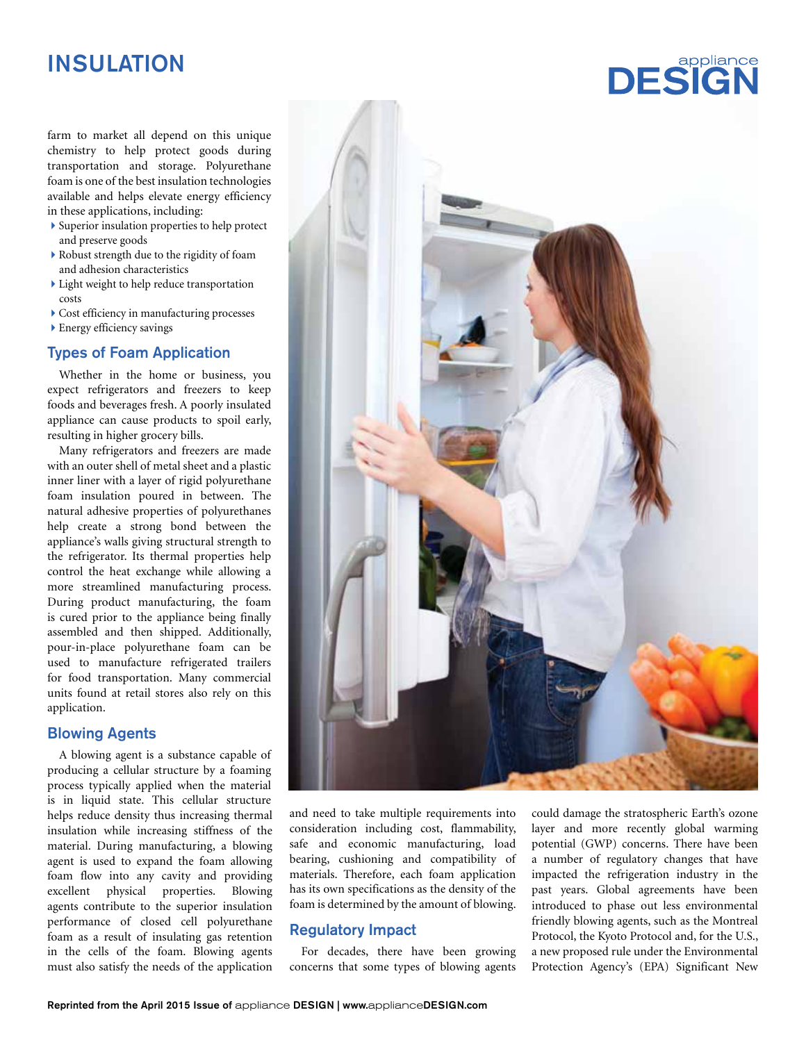farm to market all depend on this unique chemistry to help protect goods during transportation and storage. Polyurethane foam is one of the best insulation technologies available and helps elevate energy efficiency in these applications, including:

- Superior insulation properties to help protect and preserve goods
- Robust strength due to the rigidity of foam and adhesion characteristics
- Light weight to help reduce transportation costs
- Cost efficiency in manufacturing processes
- Energy efficiency savings

## Types of Foam Application

Whether in the home or business, you expect refrigerators and freezers to keep foods and beverages fresh. A poorly insulated appliance can cause products to spoil early, resulting in higher grocery bills.

Many refrigerators and freezers are made with an outer shell of metal sheet and a plastic inner liner with a layer of rigid polyurethane foam insulation poured in between. The natural adhesive properties of polyurethanes help create a strong bond between the appliance's walls giving structural strength to the refrigerator. Its thermal properties help control the heat exchange while allowing a more streamlined manufacturing process. During product manufacturing, the foam is cured prior to the appliance being finally assembled and then shipped. Additionally, pour-in-place polyurethane foam can be used to manufacture refrigerated trailers for food transportation. Many commercial units found at retail stores also rely on this application.

## Blowing Agents

A blowing agent is a substance capable of producing a cellular structure by a foaming process typically applied when the material is in liquid state. This cellular structure helps reduce density thus increasing thermal insulation while increasing stiffness of the material. During manufacturing, a blowing agent is used to expand the foam allowing foam flow into any cavity and providing excellent physical properties. Blowing agents contribute to the superior insulation performance of closed cell polyurethane foam as a result of insulating gas retention in the cells of the foam. Blowing agents must also satisfy the needs of the application and need to take multiple requirements into consideration including cost, flammability, safe and economic manufacturing, load bearing, cushioning and compatibility of materials. Therefore, each foam application has its own specifications as the density of the foam is determined by the amount of blowing.

## Regulatory Impact

For decades, there have been growing concerns that some types of blowing agents could damage the stratospheric Earth's ozone layer and more recently global warming potential (GWP) concerns. There have been a number of regulatory changes that have impacted the refrigeration industry in the past years. Global agreements have been introduced to phase out less environmental friendly blowing agents, such as the Montreal Protocol, the Kyoto Protocol and, for the U.S., a new proposed rule under the Environmental Protection Agency's (EPA) Significant New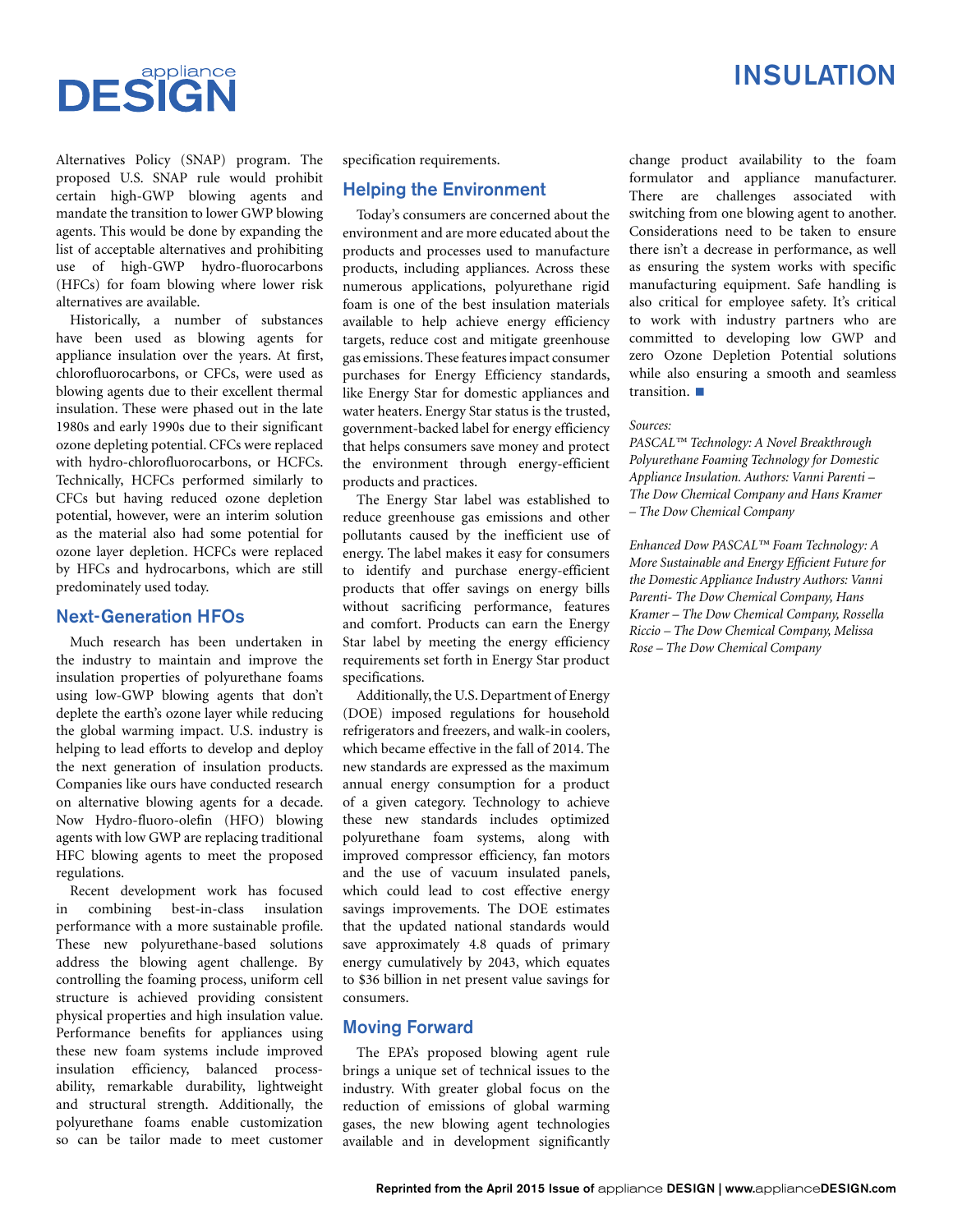Alternatives Policy (SNAP) program. The proposed U.S. SNAP rule would prohibit certain high-GWP blowing agents and mandate the transition to lower GWP blowing agents. This would be done by expanding the list of acceptable alternatives and prohibiting use of high-GWP hydro-fluorocarbons (HFCs) for foam blowing where lower risk alternatives are available.

Historically, a number of substances have been used as blowing agents for appliance insulation over the years. At first, chlorofluorocarbons, or CFCs, were used as blowing agents due to their excellent thermal insulation. These were phased out in the late 1980s and early 1990s due to their significant ozone depleting potential. CFCs were replaced with hydro-chlorofluorocarbons, or HCFCs. Technically, HCFCs performed similarly to CFCs but having reduced ozone depletion potential, however, were an interim solution as the material also had some potential for ozone layer depletion. HCFCs were replaced by HFCs and hydrocarbons, which are still predominately used today.

## Next-Generation HFOs

Much research has been undertaken in the industry to maintain and improve the insulation properties of polyurethane foams using low-GWP blowing agents that don't deplete the earth's ozone layer while reducing the global warming impact. U.S. industry is helping to lead efforts to develop and deploy the next generation of insulation products. Companies like ours have conducted research on alternative blowing agents for a decade. Now Hydro-fluoro-olefin (HFO) blowing agents with low GWP are replacing traditional HFC blowing agents to meet the proposed regulations.

Recent development work has focused in combining best-in-class insulation performance with a more sustainable profile. These new polyurethane-based solutions address the blowing agent challenge. By controlling the foaming process, uniform cell structure is achieved providing consistent physical properties and high insulation value. Performance benefits for appliances using these new foam systems include improved insulation efficiency, balanced process-ability, remarkable durability, lightweight and structural strength. Additionally, the polyurethane foams enable customization so can be tailor made to meet customer specification requirements.

## Helping the Environment

Today's consumers are concerned about the environment and are more educated about the products and processes used to manufacture products, including appliances. Across these numerous applications, polyurethane rigid foam is one of the best insulation materials available to help achieve energy efficiency targets, reduce cost and mitigate greenhouse gas emissions. These features impact consumer purchases for Energy Efficiency standards, like Energy Star for domestic appliances and water heaters. Energy Star status is the trusted, government-backed label for energy efficiency that helps consumers save money and protect the environment through energy-efficient products and practices.

The Energy Star label was established to reduce greenhouse gas emissions and other pollutants caused by the inefficient use of energy. The label makes it easy for consumers to identify and purchase energy-efficient products that offer savings on energy bills without sacrificing performance, features and comfort. Products can earn the Energy Star label by meeting the energy efficiency requirements set forth in Energy Star product specifications.

Additionally, the U.S. Department of Energy (DOE) imposed regulations for household refrigerators and freezers, and walk-in coolers, which became effective in the fall of 2014. The new standards are expressed as the maximum annual energy consumption for a product of a given category. Technology to achieve these new standards includes optimized polyurethane foam systems, along with improved compressor efficiency, fan motors and the use of vacuum insulated panels, which could lead to cost effective energy savings improvements. The DOE estimates that the updated national standards would save approximately 4.8 quads of primary energy cumulatively by 2043, which equates to $36 billion in net present value savings for consumers.

## Moving Forward

The EPA's proposed blowing agent rule brings a unique set of technical issues to the industry. With greater global focus on the reduction of emissions of global warming gases, the new blowing agent technologies available and in development significantly change product availability to the foam formulator and appliance manufacturer. There are challenges associated with switching from one blowing agent to another. Considerations need to be taken to ensure there isn't a decrease in performance, as well as ensuring the system works with specific manufacturing equipment. Safe handling is also critical for employee safety. It's critical to work with industry partners who are committed to developing low GWP and zero Ozone Depletion Potential solutions while also ensuring a smooth and seamless transition. ■

*Sources:*

*PASCAL™ Technology: A Novel Breakthrough Polyurethane Foaming Technology for Domestic Appliance Insulation. Authors: Vanni Parenti – The Dow Chemical Company and Hans Kramer – The Dow Chemical Company*

*Enhanced Dow PASCAL™ Foam Technology: A More Sustainable and Energy Efficient Future for the Domestic Appliance Industry Authors: Vanni Parenti- The Dow Chemical Company, Hans Kramer – The Dow Chemical Company, Rossella Riccio – The Dow Chemical Company, Melissa Rose – The Dow Chemical Company*